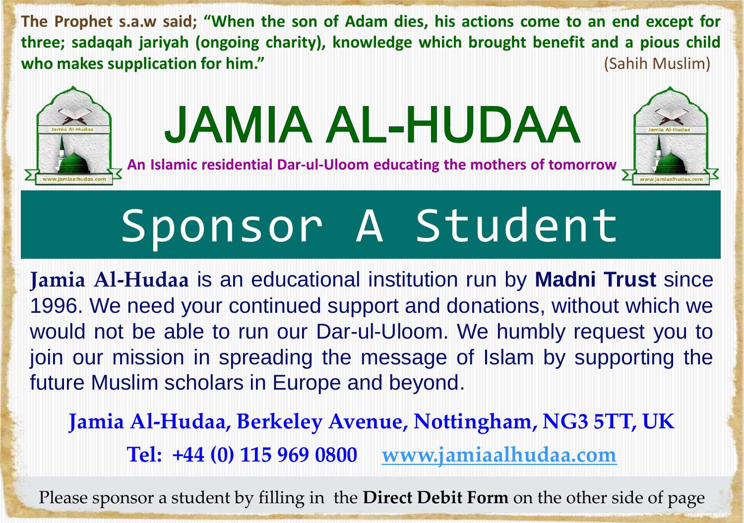**The Prophet s.a.w said; "When the son of Adam dies, his actions come to an end except for three; sadaqah jariyah (ongoing charity), knowledge which brought benefit and a pious child who makes supplication for him."** (Sahih Muslim)

# JAMIA AL-HUDAA

**An Islamic residential Dar-ul-Uloom educating the mothers of tomorrow**

# Sponsor A Student

**Jamia Al-Hudaa** is an educational institution run by **Madni Trust** since 1996. We need your continued support and donations, without which we would not be able to run our Dar-ul-Uloom. We humbly request you to join our mission in spreading the message of Islam by supporting the future Muslim scholars in Europe and beyond.

**Jamia Al-Hudaa, Berkeley Avenue, Nottingham, NG3 5TT, UK**

**Tel: +44 (0) 115 969 0800** **www.jamiaalhudaa.com**

Please sponsor a student by filling in the **Direct Debit Form** on the other side of page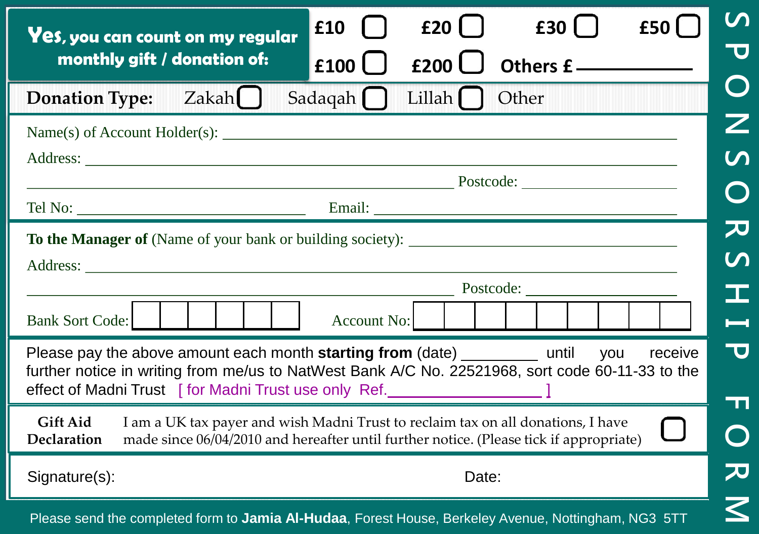# SPONSORSHIP FORM

**Yes, you can count on my regular monthly gift / donation of:**

£10 ☐ £20 ☐ £30 ☐ £50 ☐

£100 ☐ £200 ☐ Others £ ____________

**Donation Type:** Zakah ☐ Sadaqah ☐ Lillah ☐ Other

Name(s) of Account Holder(s): ______________________________

Address: ______________________________

______________________________ Postcode: ______________

Tel No: ______________ Email: ______________________________

**To the Manager of** (Name of your bank or building society): ______________________________

Address: ______________________________

______________________________ Postcode: ______________

Bank Sort Code: ☐☐☐☐☐☐ Account No: ☐☐☐☐☐☐☐☐☐

Please pay the above amount each month **starting from** (date) _________ until you receive further notice in writing from me/us to NatWest Bank A/C No. 22521968, sort code 60-11-33 to the effect of Madni Trust [ for Madni Trust use only Ref.__________________ ]

**Gift Aid Declaration** I am a UK tax payer and wish Madni Trust to reclaim tax on all donations, I have made since 06/04/2010 and hereafter until further notice. (Please tick if appropriate) ☐

Signature(s): Date:

Please send the completed form to **Jamia Al-Hudaa**, Forest House, Berkeley Avenue, Nottingham, NG3 5TT